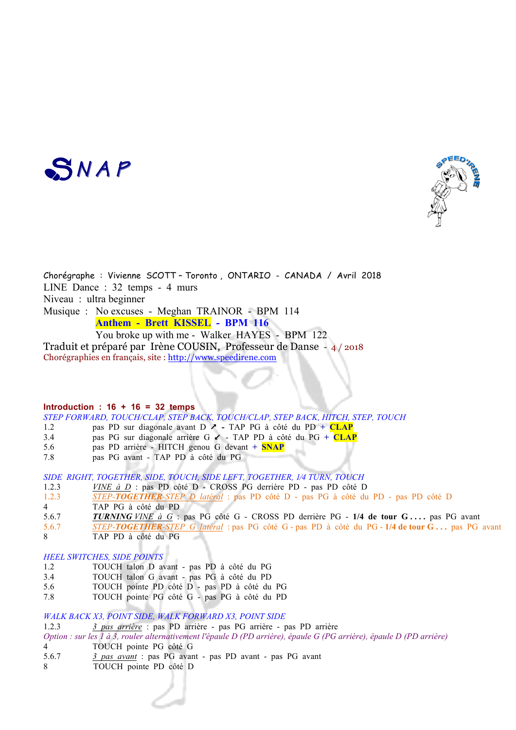# SNAP

Chorégraphe : Vivienne SCOTT – Toronto , ONTARIO - CANADA / Avril 2018
LINE Dance : 32 temps - 4 murs
Niveau : ultra beginner
Musique : No excuses - Meghan TRAINOR - BPM 114
**Anthem - Brett KISSEL - BPM 116**
You broke up with me - Walker HAYES - BPM 122
Traduit et préparé par Irène COUSIN, Professeur de Danse - 4 / 2018
Chorégraphies en français, site : http://www.speedirene.com

**Introduction : 16 + 16 = 32 temps**

*STEP FORWARD, TOUCH/CLAP, STEP BACK, TOUCH/CLAP, STEP BACK, HITCH, STEP, TOUCH*

| | |
|---|---|
| 1.2 | pas PD sur diagonale avant D ↗ - TAP PG à côté du PD + **CLAP** |
| 3.4 | pas PG sur diagonale arrière G ↙ - TAP PD à côté du PG + **CLAP** |
| 5.6 | pas PD arrière - HITCH genou G devant + **SNAP** |
| 7.8 | pas PG avant - TAP PD à côté du PG |

*SIDE RIGHT, TOGETHER, SIDE, TOUCH, SIDE LEFT, TOGETHER, 1/4 TURN, TOUCH*

| | |
|---|---|
| 1.2.3 | *VINE à D* : pas PD côté D - CROSS PG derrière PD - pas PD côté D |
| 1.2.3 | *STEP-**TOGETHER**-STEP D latéral* : pas PD côté D - pas PG à côté du PD - pas PD côté D |
| 4 | TAP PG à côté du PD |
| 5.6.7 | ***TURNING** VINE à G* : pas PG côté G - CROSS PD derrière PG - **1/4 de tour G . . . .** pas PG avant |
| 5.6.7 | *STEP-**TOGETHER**-STEP G latéral* : pas PG côté G - pas PD à côté du PG - **1/4 de tour G . . .** pas PG avant |
| 8 | TAP PD à côté du PG |

*HEEL SWITCHES, SIDE POINTS*

| | |
|---|---|
| 1.2 | TOUCH talon D avant - pas PD à côté du PG |
| 3.4 | TOUCH talon G avant - pas PG à côté du PD |
| 5.6 | TOUCH pointe PD côté D - pas PD à côté du PG |
| 7.8 | TOUCH pointe PG côté G - pas PG à côté du PD |

*WALK BACK X3, POINT SIDE, WALK FORWARD X3, POINT SIDE*

| | |
|---|---|
| 1.2.3 | *3 pas arrière* : pas PD arrière - pas PG arrière - pas PD arrière |

*Option : sur les 1 à 3, rouler alternativement l'épaule D (PD arrière), épaule G (PG arrière), épaule D (PD arrière)*

| | |
|---|---|
| 4 | TOUCH pointe PG côté G |
| 5.6.7 | *3 pas avant* : pas PG avant - pas PD avant - pas PG avant |
| 8 | TOUCH pointe PD côté D |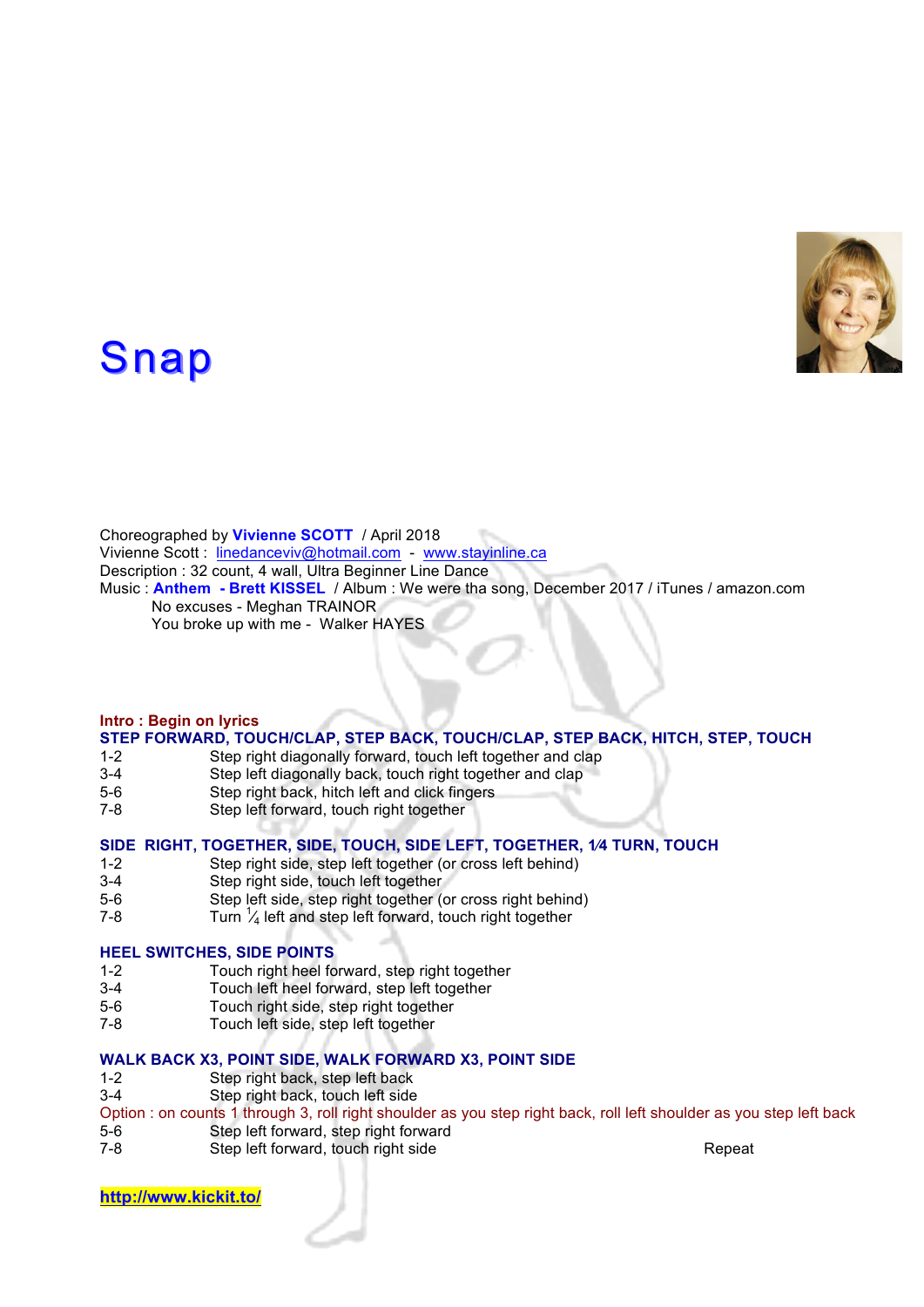# Snap

Choreographed by **Vivienne SCOTT** / April 2018
Vivienne Scott : linedanceviv@hotmail.com - www.stayinline.ca
Description : 32 count, 4 wall, Ultra Beginner Line Dance
Music : **Anthem - Brett KISSEL** / Album : We were tha song, December 2017 / iTunes / amazon.com
No excuses - Meghan TRAINOR
You broke up with me - Walker HAYES

**Intro : Begin on lyrics**

**STEP FORWARD, TOUCH/CLAP, STEP BACK, TOUCH/CLAP, STEP BACK, HITCH, STEP, TOUCH**

1-2 Step right diagonally forward, touch left together and clap
3-4 Step left diagonally back, touch right together and clap
5-6 Step right back, hitch left and click fingers
7-8 Step left forward, touch right together

**SIDE RIGHT, TOGETHER, SIDE, TOUCH, SIDE LEFT, TOGETHER, 1⁄4 TURN, TOUCH**

1-2 Step right side, step left together (or cross left behind)
3-4 Step right side, touch left together
5-6 Step left side, step right together (or cross right behind)
7-8 Turn ¼ left and step left forward, touch right together

**HEEL SWITCHES, SIDE POINTS**

1-2 Touch right heel forward, step right together
3-4 Touch left heel forward, step left together
5-6 Touch right side, step right together
7-8 Touch left side, step left together

**WALK BACK X3, POINT SIDE, WALK FORWARD X3, POINT SIDE**

1-2 Step right back, step left back
3-4 Step right back, touch left side
Option : on counts 1 through 3, roll right shoulder as you step right back, roll left shoulder as you step left back
5-6 Step left forward, step right forward
7-8 Step left forward, touch right side

Repeat

**http://www.kickit.to/**